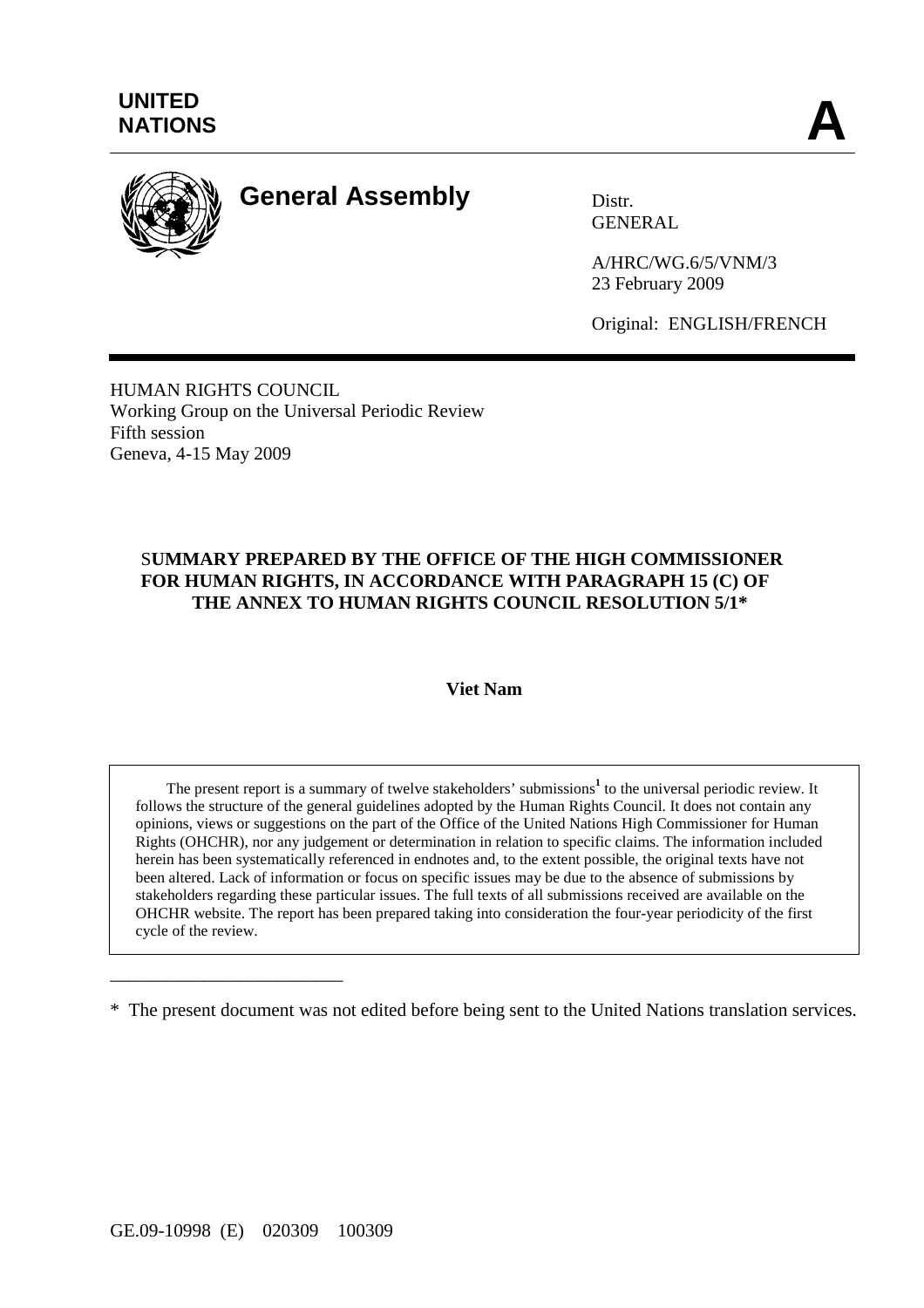**UNITED NATIONS**

**A**

# General Assembly

Distr.
GENERAL

A/HRC/WG.6/5/VNM/3
23 February 2009

Original: ENGLISH/FRENCH

HUMAN RIGHTS COUNCIL
Working Group on the Universal Periodic Review
Fifth session
Geneva, 4-15 May 2009

## SUMMARY PREPARED BY THE OFFICE OF THE HIGH COMMISSIONER FOR HUMAN RIGHTS, IN ACCORDANCE WITH PARAGRAPH 15 (C) OF THE ANNEX TO HUMAN RIGHTS COUNCIL RESOLUTION 5/1*

**Viet Nam**

The present report is a summary of twelve stakeholders' submissions[1] to the universal periodic review. It follows the structure of the general guidelines adopted by the Human Rights Council. It does not contain any opinions, views or suggestions on the part of the Office of the United Nations High Commissioner for Human Rights (OHCHR), nor any judgement or determination in relation to specific claims. The information included herein has been systematically referenced in endnotes and, to the extent possible, the original texts have not been altered. Lack of information or focus on specific issues may be due to the absence of submissions by stakeholders regarding these particular issues. The full texts of all submissions received are available on the OHCHR website. The report has been prepared taking into consideration the four-year periodicity of the first cycle of the review.

---

\* The present document was not edited before being sent to the United Nations translation services.

GE.09-10998 (E) 020309 100309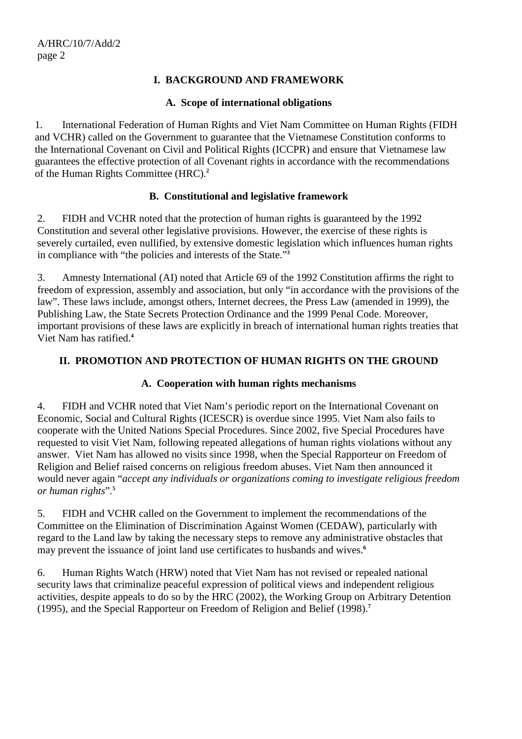# I. BACKGROUND AND FRAMEWORK

## A. Scope of international obligations

1. International Federation of Human Rights and Viet Nam Committee on Human Rights (FIDH and VCHR) called on the Government to guarantee that the Vietnamese Constitution conforms to the International Covenant on Civil and Political Rights (ICCPR) and ensure that Vietnamese law guarantees the effective protection of all Covenant rights in accordance with the recommendations of the Human Rights Committee (HRC).[2]

## B. Constitutional and legislative framework

2. FIDH and VCHR noted that the protection of human rights is guaranteed by the 1992 Constitution and several other legislative provisions. However, the exercise of these rights is severely curtailed, even nullified, by extensive domestic legislation which influences human rights in compliance with "the policies and interests of the State."[3]

3. Amnesty International (AI) noted that Article 69 of the 1992 Constitution affirms the right to freedom of expression, assembly and association, but only "in accordance with the provisions of the law". These laws include, amongst others, Internet decrees, the Press Law (amended in 1999), the Publishing Law, the State Secrets Protection Ordinance and the 1999 Penal Code. Moreover, important provisions of these laws are explicitly in breach of international human rights treaties that Viet Nam has ratified.[4]

# II. PROMOTION AND PROTECTION OF HUMAN RIGHTS ON THE GROUND

## A. Cooperation with human rights mechanisms

4. FIDH and VCHR noted that Viet Nam's periodic report on the International Covenant on Economic, Social and Cultural Rights (ICESCR) is overdue since 1995. Viet Nam also fails to cooperate with the United Nations Special Procedures. Since 2002, five Special Procedures have requested to visit Viet Nam, following repeated allegations of human rights violations without any answer. Viet Nam has allowed no visits since 1998, when the Special Rapporteur on Freedom of Religion and Belief raised concerns on religious freedom abuses. Viet Nam then announced it would never again "*accept any individuals or organizations coming to investigate religious freedom or human rights*".[5]

5. FIDH and VCHR called on the Government to implement the recommendations of the Committee on the Elimination of Discrimination Against Women (CEDAW), particularly with regard to the Land law by taking the necessary steps to remove any administrative obstacles that may prevent the issuance of joint land use certificates to husbands and wives.[6]

6. Human Rights Watch (HRW) noted that Viet Nam has not revised or repealed national security laws that criminalize peaceful expression of political views and independent religious activities, despite appeals to do so by the HRC (2002), the Working Group on Arbitrary Detention (1995), and the Special Rapporteur on Freedom of Religion and Belief (1998).[7]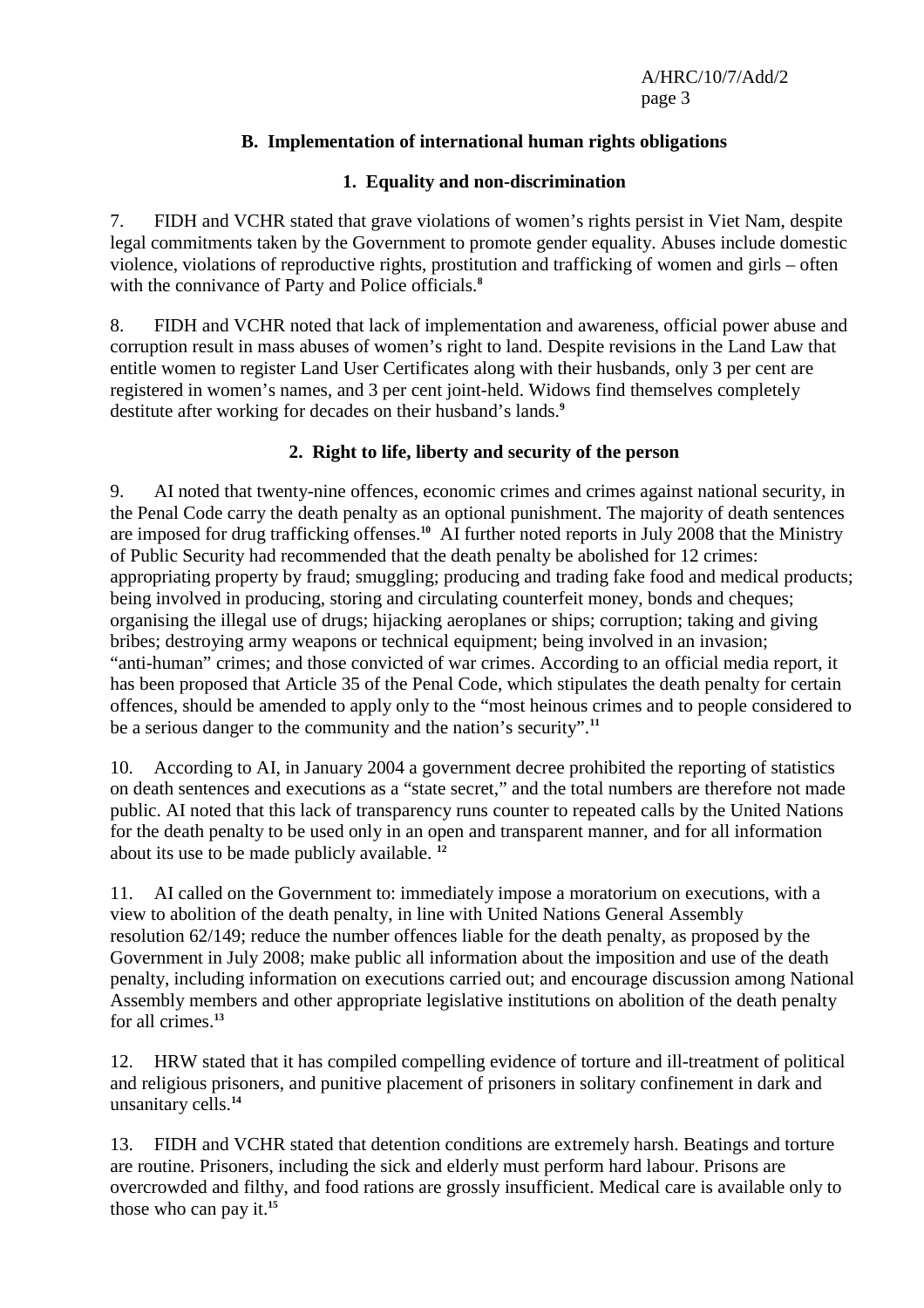### B. Implementation of international human rights obligations

#### 1. Equality and non-discrimination

7. FIDH and VCHR stated that grave violations of women's rights persist in Viet Nam, despite legal commitments taken by the Government to promote gender equality. Abuses include domestic violence, violations of reproductive rights, prostitution and trafficking of women and girls – often with the connivance of Party and Police officials.[8]

8. FIDH and VCHR noted that lack of implementation and awareness, official power abuse and corruption result in mass abuses of women's right to land. Despite revisions in the Land Law that entitle women to register Land User Certificates along with their husbands, only 3 per cent are registered in women's names, and 3 per cent joint-held. Widows find themselves completely destitute after working for decades on their husband's lands.[9]

#### 2. Right to life, liberty and security of the person

9. AI noted that twenty-nine offences, economic crimes and crimes against national security, in the Penal Code carry the death penalty as an optional punishment. The majority of death sentences are imposed for drug trafficking offenses.[10] AI further noted reports in July 2008 that the Ministry of Public Security had recommended that the death penalty be abolished for 12 crimes: appropriating property by fraud; smuggling; producing and trading fake food and medical products; being involved in producing, storing and circulating counterfeit money, bonds and cheques; organising the illegal use of drugs; hijacking aeroplanes or ships; corruption; taking and giving bribes; destroying army weapons or technical equipment; being involved in an invasion; "anti-human" crimes; and those convicted of war crimes. According to an official media report, it has been proposed that Article 35 of the Penal Code, which stipulates the death penalty for certain offences, should be amended to apply only to the "most heinous crimes and to people considered to be a serious danger to the community and the nation's security".[11]

10. According to AI, in January 2004 a government decree prohibited the reporting of statistics on death sentences and executions as a "state secret," and the total numbers are therefore not made public. AI noted that this lack of transparency runs counter to repeated calls by the United Nations for the death penalty to be used only in an open and transparent manner, and for all information about its use to be made publicly available.[12]

11. AI called on the Government to: immediately impose a moratorium on executions, with a view to abolition of the death penalty, in line with United Nations General Assembly resolution 62/149; reduce the number offences liable for the death penalty, as proposed by the Government in July 2008; make public all information about the imposition and use of the death penalty, including information on executions carried out; and encourage discussion among National Assembly members and other appropriate legislative institutions on abolition of the death penalty for all crimes.[13]

12. HRW stated that it has compiled compelling evidence of torture and ill-treatment of political and religious prisoners, and punitive placement of prisoners in solitary confinement in dark and unsanitary cells.[14]

13. FIDH and VCHR stated that detention conditions are extremely harsh. Beatings and torture are routine. Prisoners, including the sick and elderly must perform hard labour. Prisons are overcrowded and filthy, and food rations are grossly insufficient. Medical care is available only to those who can pay it.[15]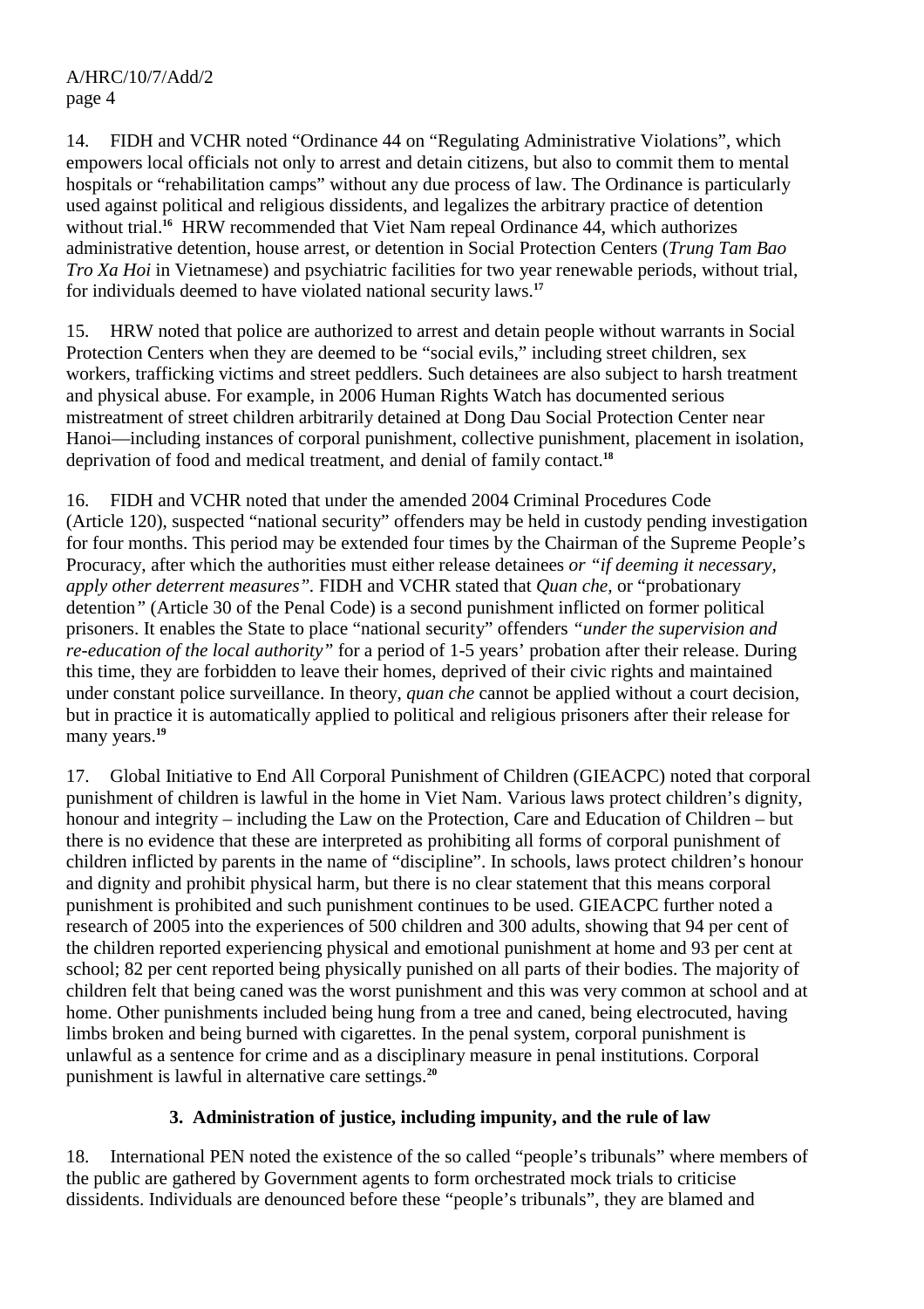14. FIDH and VCHR noted "Ordinance 44 on "Regulating Administrative Violations", which empowers local officials not only to arrest and detain citizens, but also to commit them to mental hospitals or "rehabilitation camps" without any due process of law. The Ordinance is particularly used against political and religious dissidents, and legalizes the arbitrary practice of detention without trial.[16] HRW recommended that Viet Nam repeal Ordinance 44, which authorizes administrative detention, house arrest, or detention in Social Protection Centers (*Trung Tam Bao Tro Xa Hoi* in Vietnamese) and psychiatric facilities for two year renewable periods, without trial, for individuals deemed to have violated national security laws.[17]

15. HRW noted that police are authorized to arrest and detain people without warrants in Social Protection Centers when they are deemed to be "social evils," including street children, sex workers, trafficking victims and street peddlers. Such detainees are also subject to harsh treatment and physical abuse. For example, in 2006 Human Rights Watch has documented serious mistreatment of street children arbitrarily detained at Dong Dau Social Protection Center near Hanoi—including instances of corporal punishment, collective punishment, placement in isolation, deprivation of food and medical treatment, and denial of family contact.[18]

16. FIDH and VCHR noted that under the amended 2004 Criminal Procedures Code (Article 120), suspected "national security" offenders may be held in custody pending investigation for four months. This period may be extended four times by the Chairman of the Supreme People's Procuracy, after which the authorities must either release detainees *or "if deeming it necessary, apply other deterrent measures"*. FIDH and VCHR stated that *Quan che*, or "probationary detention" (Article 30 of the Penal Code) is a second punishment inflicted on former political prisoners. It enables the State to place "national security" offenders *"under the supervision and re-education of the local authority"* for a period of 1-5 years' probation after their release. During this time, they are forbidden to leave their homes, deprived of their civic rights and maintained under constant police surveillance. In theory, *quan che* cannot be applied without a court decision, but in practice it is automatically applied to political and religious prisoners after their release for many years.[19]

17. Global Initiative to End All Corporal Punishment of Children (GIEACPC) noted that corporal punishment of children is lawful in the home in Viet Nam. Various laws protect children's dignity, honour and integrity – including the Law on the Protection, Care and Education of Children – but there is no evidence that these are interpreted as prohibiting all forms of corporal punishment of children inflicted by parents in the name of "discipline". In schools, laws protect children's honour and dignity and prohibit physical harm, but there is no clear statement that this means corporal punishment is prohibited and such punishment continues to be used. GIEACPC further noted a research of 2005 into the experiences of 500 children and 300 adults, showing that 94 per cent of the children reported experiencing physical and emotional punishment at home and 93 per cent at school; 82 per cent reported being physically punished on all parts of their bodies. The majority of children felt that being caned was the worst punishment and this was very common at school and at home. Other punishments included being hung from a tree and caned, being electrocuted, having limbs broken and being burned with cigarettes. In the penal system, corporal punishment is unlawful as a sentence for crime and as a disciplinary measure in penal institutions. Corporal punishment is lawful in alternative care settings.[20]

### 3. Administration of justice, including impunity, and the rule of law

18. International PEN noted the existence of the so called "people's tribunals" where members of the public are gathered by Government agents to form orchestrated mock trials to criticise dissidents. Individuals are denounced before these "people's tribunals", they are blamed and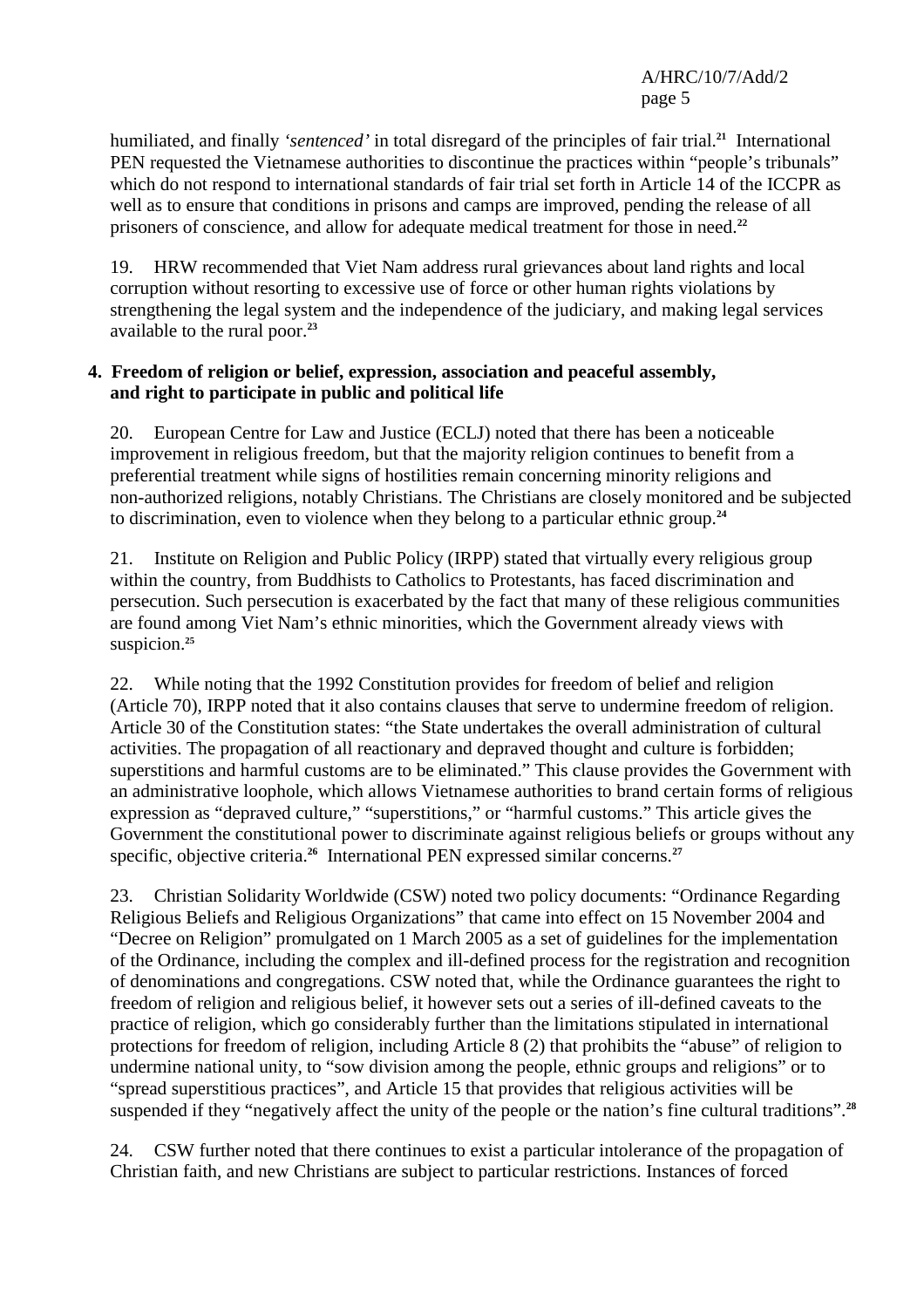humiliated, and finally *'sentenced'* in total disregard of the principles of fair trial.[21] International PEN requested the Vietnamese authorities to discontinue the practices within "people's tribunals" which do not respond to international standards of fair trial set forth in Article 14 of the ICCPR as well as to ensure that conditions in prisons and camps are improved, pending the release of all prisoners of conscience, and allow for adequate medical treatment for those in need.[22]

19. HRW recommended that Viet Nam address rural grievances about land rights and local corruption without resorting to excessive use of force or other human rights violations by strengthening the legal system and the independence of the judiciary, and making legal services available to the rural poor.[23]

**4. Freedom of religion or belief, expression, association and peaceful assembly, and right to participate in public and political life**

20. European Centre for Law and Justice (ECLJ) noted that there has been a noticeable improvement in religious freedom, but that the majority religion continues to benefit from a preferential treatment while signs of hostilities remain concerning minority religions and non-authorized religions, notably Christians. The Christians are closely monitored and be subjected to discrimination, even to violence when they belong to a particular ethnic group.[24]

21. Institute on Religion and Public Policy (IRPP) stated that virtually every religious group within the country, from Buddhists to Catholics to Protestants, has faced discrimination and persecution. Such persecution is exacerbated by the fact that many of these religious communities are found among Viet Nam's ethnic minorities, which the Government already views with suspicion.[25]

22. While noting that the 1992 Constitution provides for freedom of belief and religion (Article 70), IRPP noted that it also contains clauses that serve to undermine freedom of religion. Article 30 of the Constitution states: "the State undertakes the overall administration of cultural activities. The propagation of all reactionary and depraved thought and culture is forbidden; superstitions and harmful customs are to be eliminated." This clause provides the Government with an administrative loophole, which allows Vietnamese authorities to brand certain forms of religious expression as "depraved culture," "superstitions," or "harmful customs." This article gives the Government the constitutional power to discriminate against religious beliefs or groups without any specific, objective criteria.[26] International PEN expressed similar concerns.[27]

23. Christian Solidarity Worldwide (CSW) noted two policy documents: "Ordinance Regarding Religious Beliefs and Religious Organizations" that came into effect on 15 November 2004 and "Decree on Religion" promulgated on 1 March 2005 as a set of guidelines for the implementation of the Ordinance, including the complex and ill-defined process for the registration and recognition of denominations and congregations. CSW noted that, while the Ordinance guarantees the right to freedom of religion and religious belief, it however sets out a series of ill-defined caveats to the practice of religion, which go considerably further than the limitations stipulated in international protections for freedom of religion, including Article 8 (2) that prohibits the "abuse" of religion to undermine national unity, to "sow division among the people, ethnic groups and religions" or to "spread superstitious practices", and Article 15 that provides that religious activities will be suspended if they "negatively affect the unity of the people or the nation's fine cultural traditions".[28]

24. CSW further noted that there continues to exist a particular intolerance of the propagation of Christian faith, and new Christians are subject to particular restrictions. Instances of forced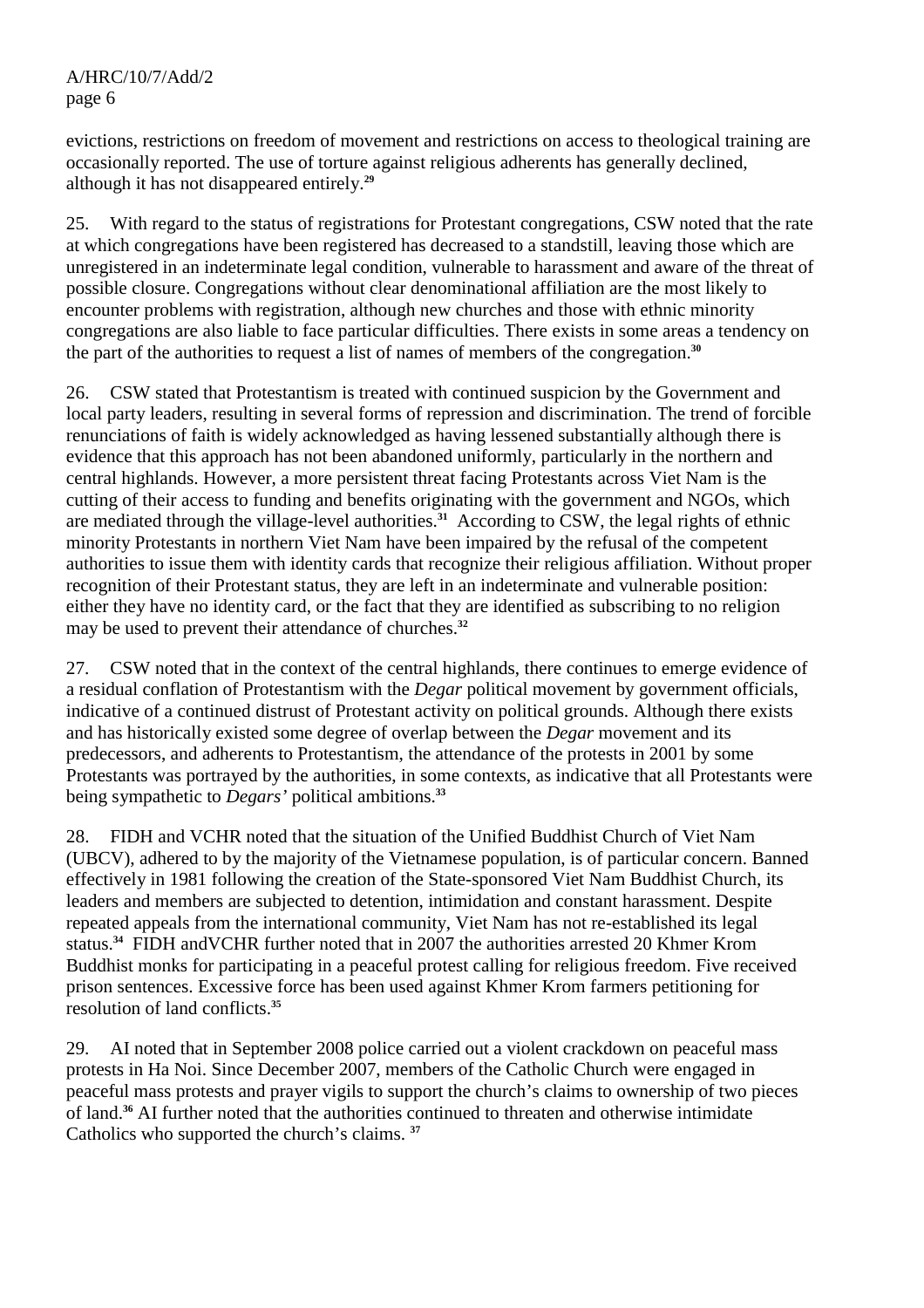evictions, restrictions on freedom of movement and restrictions on access to theological training are occasionally reported. The use of torture against religious adherents has generally declined, although it has not disappeared entirely.[29]

25. With regard to the status of registrations for Protestant congregations, CSW noted that the rate at which congregations have been registered has decreased to a standstill, leaving those which are unregistered in an indeterminate legal condition, vulnerable to harassment and aware of the threat of possible closure. Congregations without clear denominational affiliation are the most likely to encounter problems with registration, although new churches and those with ethnic minority congregations are also liable to face particular difficulties. There exists in some areas a tendency on the part of the authorities to request a list of names of members of the congregation.[30]

26. CSW stated that Protestantism is treated with continued suspicion by the Government and local party leaders, resulting in several forms of repression and discrimination. The trend of forcible renunciations of faith is widely acknowledged as having lessened substantially although there is evidence that this approach has not been abandoned uniformly, particularly in the northern and central highlands. However, a more persistent threat facing Protestants across Viet Nam is the cutting of their access to funding and benefits originating with the government and NGOs, which are mediated through the village-level authorities.[31] According to CSW, the legal rights of ethnic minority Protestants in northern Viet Nam have been impaired by the refusal of the competent authorities to issue them with identity cards that recognize their religious affiliation. Without proper recognition of their Protestant status, they are left in an indeterminate and vulnerable position: either they have no identity card, or the fact that they are identified as subscribing to no religion may be used to prevent their attendance of churches.[32]

27. CSW noted that in the context of the central highlands, there continues to emerge evidence of a residual conflation of Protestantism with the *Degar* political movement by government officials, indicative of a continued distrust of Protestant activity on political grounds. Although there exists and has historically existed some degree of overlap between the *Degar* movement and its predecessors, and adherents to Protestantism, the attendance of the protests in 2001 by some Protestants was portrayed by the authorities, in some contexts, as indicative that all Protestants were being sympathetic to *Degars'* political ambitions.[33]

28. FIDH and VCHR noted that the situation of the Unified Buddhist Church of Viet Nam (UBCV), adhered to by the majority of the Vietnamese population, is of particular concern. Banned effectively in 1981 following the creation of the State-sponsored Viet Nam Buddhist Church, its leaders and members are subjected to detention, intimidation and constant harassment. Despite repeated appeals from the international community, Viet Nam has not re-established its legal status.[34] FIDH andVCHR further noted that in 2007 the authorities arrested 20 Khmer Krom Buddhist monks for participating in a peaceful protest calling for religious freedom. Five received prison sentences. Excessive force has been used against Khmer Krom farmers petitioning for resolution of land conflicts.[35]

29. AI noted that in September 2008 police carried out a violent crackdown on peaceful mass protests in Ha Noi. Since December 2007, members of the Catholic Church were engaged in peaceful mass protests and prayer vigils to support the church's claims to ownership of two pieces of land.[36] AI further noted that the authorities continued to threaten and otherwise intimidate Catholics who supported the church's claims.[37]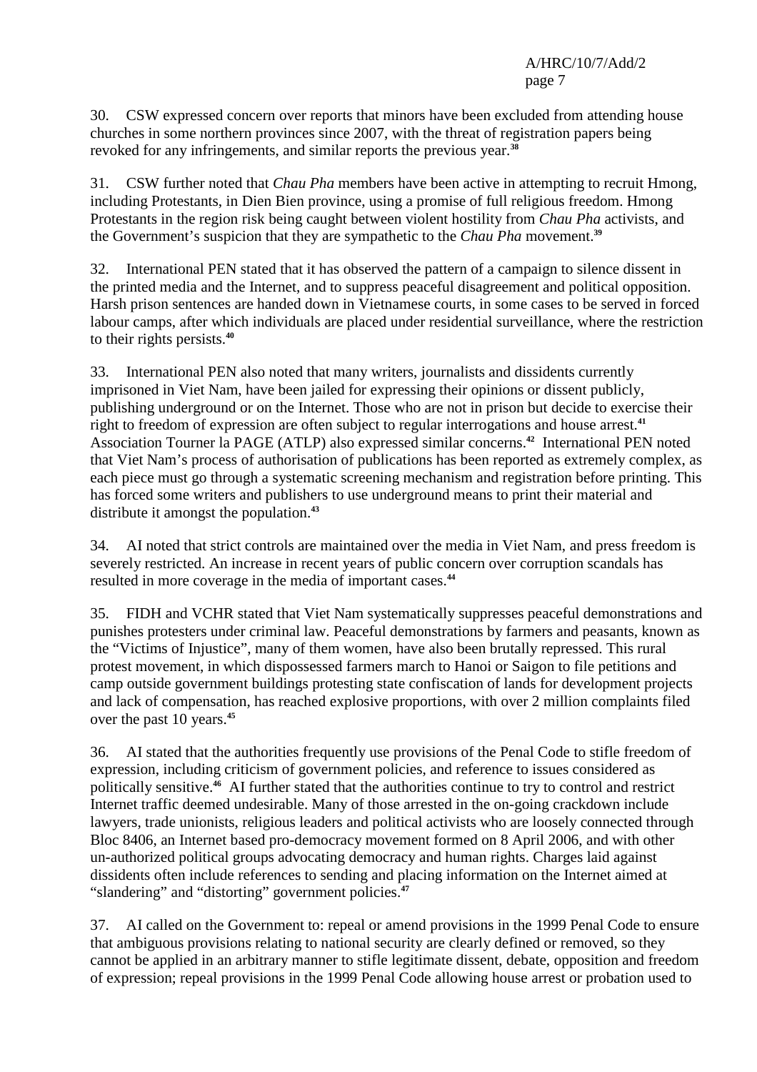30. CSW expressed concern over reports that minors have been excluded from attending house churches in some northern provinces since 2007, with the threat of registration papers being revoked for any infringements, and similar reports the previous year.[38]

31. CSW further noted that *Chau Pha* members have been active in attempting to recruit Hmong, including Protestants, in Dien Bien province, using a promise of full religious freedom. Hmong Protestants in the region risk being caught between violent hostility from *Chau Pha* activists, and the Government's suspicion that they are sympathetic to the *Chau Pha* movement.[39]

32. International PEN stated that it has observed the pattern of a campaign to silence dissent in the printed media and the Internet, and to suppress peaceful disagreement and political opposition. Harsh prison sentences are handed down in Vietnamese courts, in some cases to be served in forced labour camps, after which individuals are placed under residential surveillance, where the restriction to their rights persists.[40]

33. International PEN also noted that many writers, journalists and dissidents currently imprisoned in Viet Nam, have been jailed for expressing their opinions or dissent publicly, publishing underground or on the Internet. Those who are not in prison but decide to exercise their right to freedom of expression are often subject to regular interrogations and house arrest.[41] Association Tourner la PAGE (ATLP) also expressed similar concerns.[42] International PEN noted that Viet Nam's process of authorisation of publications has been reported as extremely complex, as each piece must go through a systematic screening mechanism and registration before printing. This has forced some writers and publishers to use underground means to print their material and distribute it amongst the population.[43]

34. AI noted that strict controls are maintained over the media in Viet Nam, and press freedom is severely restricted. An increase in recent years of public concern over corruption scandals has resulted in more coverage in the media of important cases.[44]

35. FIDH and VCHR stated that Viet Nam systematically suppresses peaceful demonstrations and punishes protesters under criminal law. Peaceful demonstrations by farmers and peasants, known as the "Victims of Injustice", many of them women, have also been brutally repressed. This rural protest movement, in which dispossessed farmers march to Hanoi or Saigon to file petitions and camp outside government buildings protesting state confiscation of lands for development projects and lack of compensation, has reached explosive proportions, with over 2 million complaints filed over the past 10 years.[45]

36. AI stated that the authorities frequently use provisions of the Penal Code to stifle freedom of expression, including criticism of government policies, and reference to issues considered as politically sensitive.[46] AI further stated that the authorities continue to try to control and restrict Internet traffic deemed undesirable. Many of those arrested in the on-going crackdown include lawyers, trade unionists, religious leaders and political activists who are loosely connected through Bloc 8406, an Internet based pro-democracy movement formed on 8 April 2006, and with other un-authorized political groups advocating democracy and human rights. Charges laid against dissidents often include references to sending and placing information on the Internet aimed at "slandering" and "distorting" government policies.[47]

37. AI called on the Government to: repeal or amend provisions in the 1999 Penal Code to ensure that ambiguous provisions relating to national security are clearly defined or removed, so they cannot be applied in an arbitrary manner to stifle legitimate dissent, debate, opposition and freedom of expression; repeal provisions in the 1999 Penal Code allowing house arrest or probation used to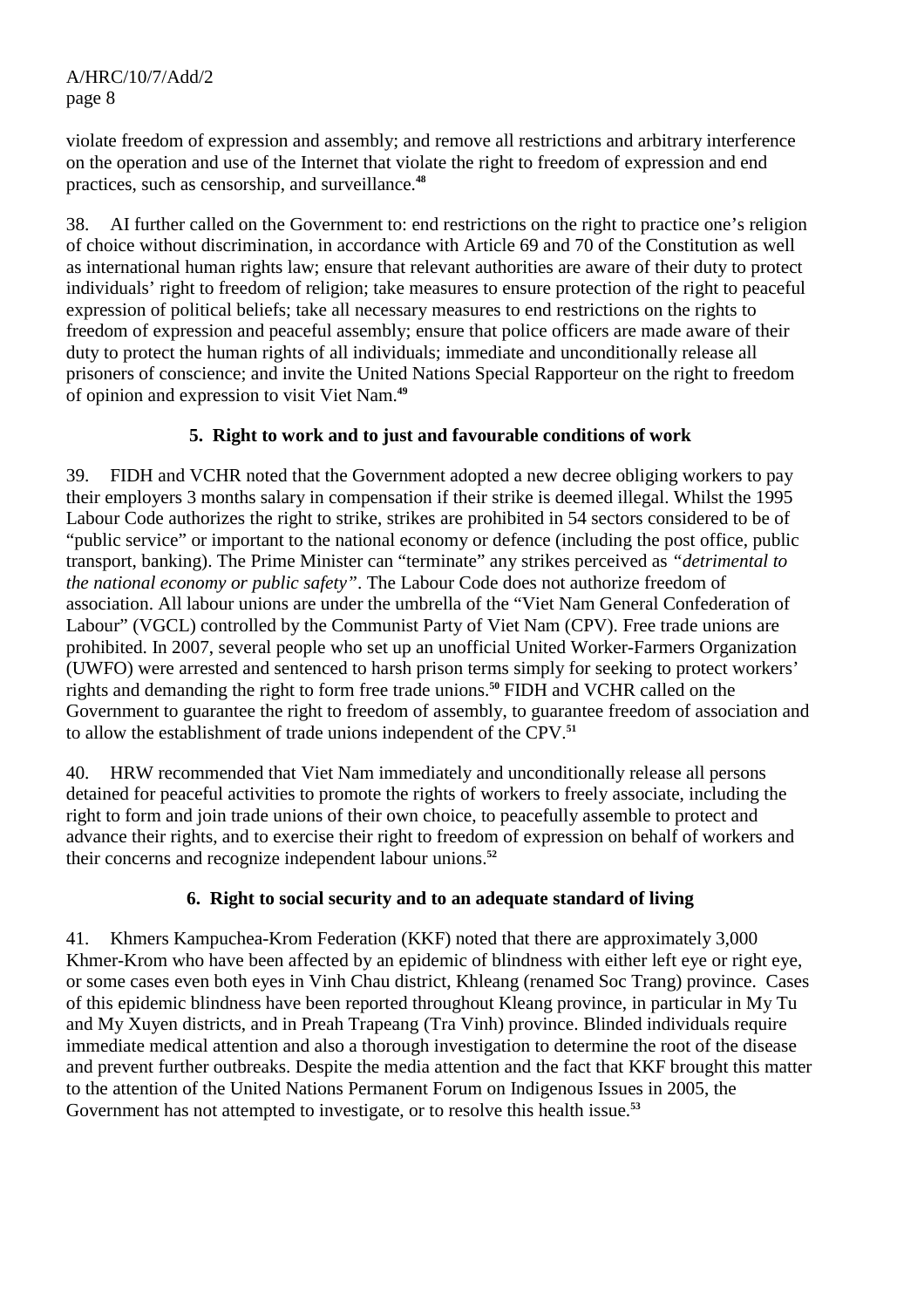violate freedom of expression and assembly; and remove all restrictions and arbitrary interference on the operation and use of the Internet that violate the right to freedom of expression and end practices, such as censorship, and surveillance.[48]

38. AI further called on the Government to: end restrictions on the right to practice one's religion of choice without discrimination, in accordance with Article 69 and 70 of the Constitution as well as international human rights law; ensure that relevant authorities are aware of their duty to protect individuals' right to freedom of religion; take measures to ensure protection of the right to peaceful expression of political beliefs; take all necessary measures to end restrictions on the rights to freedom of expression and peaceful assembly; ensure that police officers are made aware of their duty to protect the human rights of all individuals; immediate and unconditionally release all prisoners of conscience; and invite the United Nations Special Rapporteur on the right to freedom of opinion and expression to visit Viet Nam.[49]

### 5. Right to work and to just and favourable conditions of work

39. FIDH and VCHR noted that the Government adopted a new decree obliging workers to pay their employers 3 months salary in compensation if their strike is deemed illegal. Whilst the 1995 Labour Code authorizes the right to strike, strikes are prohibited in 54 sectors considered to be of "public service" or important to the national economy or defence (including the post office, public transport, banking). The Prime Minister can "terminate" any strikes perceived as *"detrimental to the national economy or public safety"*. The Labour Code does not authorize freedom of association. All labour unions are under the umbrella of the "Viet Nam General Confederation of Labour" (VGCL) controlled by the Communist Party of Viet Nam (CPV). Free trade unions are prohibited. In 2007, several people who set up an unofficial United Worker-Farmers Organization (UWFO) were arrested and sentenced to harsh prison terms simply for seeking to protect workers' rights and demanding the right to form free trade unions.[50] FIDH and VCHR called on the Government to guarantee the right to freedom of assembly, to guarantee freedom of association and to allow the establishment of trade unions independent of the CPV.[51]

40. HRW recommended that Viet Nam immediately and unconditionally release all persons detained for peaceful activities to promote the rights of workers to freely associate, including the right to form and join trade unions of their own choice, to peacefully assemble to protect and advance their rights, and to exercise their right to freedom of expression on behalf of workers and their concerns and recognize independent labour unions.[52]

### 6. Right to social security and to an adequate standard of living

41. Khmers Kampuchea-Krom Federation (KKF) noted that there are approximately 3,000 Khmer-Krom who have been affected by an epidemic of blindness with either left eye or right eye, or some cases even both eyes in Vinh Chau district, Khleang (renamed Soc Trang) province. Cases of this epidemic blindness have been reported throughout Kleang province, in particular in My Tu and My Xuyen districts, and in Preah Trapeang (Tra Vinh) province. Blinded individuals require immediate medical attention and also a thorough investigation to determine the root of the disease and prevent further outbreaks. Despite the media attention and the fact that KKF brought this matter to the attention of the United Nations Permanent Forum on Indigenous Issues in 2005, the Government has not attempted to investigate, or to resolve this health issue.[53]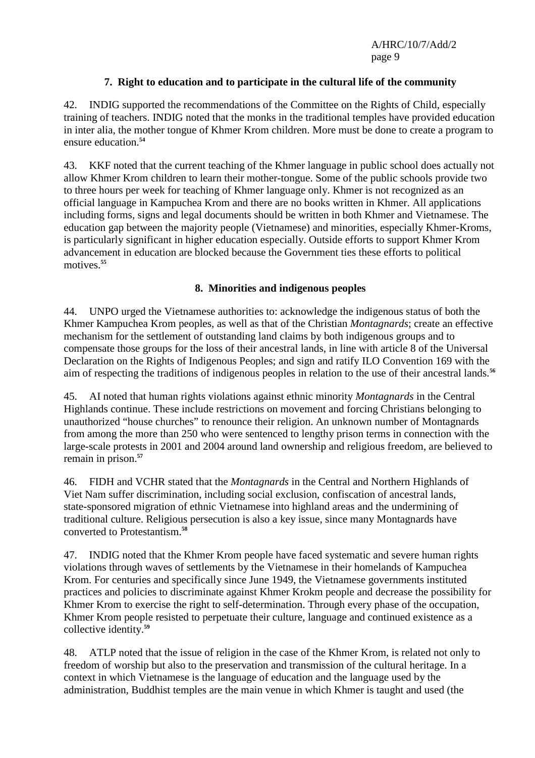### 7. Right to education and to participate in the cultural life of the community

42. INDIG supported the recommendations of the Committee on the Rights of Child, especially training of teachers. INDIG noted that the monks in the traditional temples have provided education in inter alia, the mother tongue of Khmer Krom children. More must be done to create a program to ensure education.[54]

43. KKF noted that the current teaching of the Khmer language in public school does actually not allow Khmer Krom children to learn their mother-tongue. Some of the public schools provide two to three hours per week for teaching of Khmer language only. Khmer is not recognized as an official language in Kampuchea Krom and there are no books written in Khmer. All applications including forms, signs and legal documents should be written in both Khmer and Vietnamese. The education gap between the majority people (Vietnamese) and minorities, especially Khmer-Kroms, is particularly significant in higher education especially. Outside efforts to support Khmer Krom advancement in education are blocked because the Government ties these efforts to political motives.[55]

### 8. Minorities and indigenous peoples

44. UNPO urged the Vietnamese authorities to: acknowledge the indigenous status of both the Khmer Kampuchea Krom peoples, as well as that of the Christian *Montagnards*; create an effective mechanism for the settlement of outstanding land claims by both indigenous groups and to compensate those groups for the loss of their ancestral lands, in line with article 8 of the Universal Declaration on the Rights of Indigenous Peoples; and sign and ratify ILO Convention 169 with the aim of respecting the traditions of indigenous peoples in relation to the use of their ancestral lands.[56]

45. AI noted that human rights violations against ethnic minority *Montagnards* in the Central Highlands continue. These include restrictions on movement and forcing Christians belonging to unauthorized "house churches" to renounce their religion. An unknown number of Montagnards from among the more than 250 who were sentenced to lengthy prison terms in connection with the large-scale protests in 2001 and 2004 around land ownership and religious freedom, are believed to remain in prison.[57]

46. FIDH and VCHR stated that the *Montagnards* in the Central and Northern Highlands of Viet Nam suffer discrimination, including social exclusion, confiscation of ancestral lands, state-sponsored migration of ethnic Vietnamese into highland areas and the undermining of traditional culture. Religious persecution is also a key issue, since many Montagnards have converted to Protestantism.[58]

47. INDIG noted that the Khmer Krom people have faced systematic and severe human rights violations through waves of settlements by the Vietnamese in their homelands of Kampuchea Krom. For centuries and specifically since June 1949, the Vietnamese governments instituted practices and policies to discriminate against Khmer Krokm people and decrease the possibility for Khmer Krom to exercise the right to self-determination. Through every phase of the occupation, Khmer Krom people resisted to perpetuate their culture, language and continued existence as a collective identity.[59]

48. ATLP noted that the issue of religion in the case of the Khmer Krom, is related not only to freedom of worship but also to the preservation and transmission of the cultural heritage. In a context in which Vietnamese is the language of education and the language used by the administration, Buddhist temples are the main venue in which Khmer is taught and used (the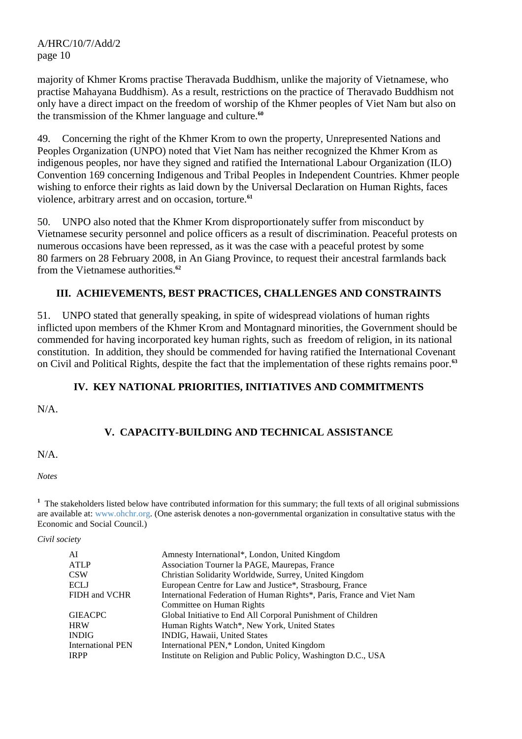majority of Khmer Kroms practise Theravada Buddhism, unlike the majority of Vietnamese, who practise Mahayana Buddhism). As a result, restrictions on the practice of Theravado Buddhism not only have a direct impact on the freedom of worship of the Khmer peoples of Viet Nam but also on the transmission of the Khmer language and culture.[60]

49. Concerning the right of the Khmer Krom to own the property, Unrepresented Nations and Peoples Organization (UNPO) noted that Viet Nam has neither recognized the Khmer Krom as indigenous peoples, nor have they signed and ratified the International Labour Organization (ILO) Convention 169 concerning Indigenous and Tribal Peoples in Independent Countries. Khmer people wishing to enforce their rights as laid down by the Universal Declaration on Human Rights, faces violence, arbitrary arrest and on occasion, torture.[61]

50. UNPO also noted that the Khmer Krom disproportionately suffer from misconduct by Vietnamese security personnel and police officers as a result of discrimination. Peaceful protests on numerous occasions have been repressed, as it was the case with a peaceful protest by some 80 farmers on 28 February 2008, in An Giang Province, to request their ancestral farmlands back from the Vietnamese authorities.[62]

## III. ACHIEVEMENTS, BEST PRACTICES, CHALLENGES AND CONSTRAINTS

51. UNPO stated that generally speaking, in spite of widespread violations of human rights inflicted upon members of the Khmer Krom and Montagnard minorities, the Government should be commended for having incorporated key human rights, such as freedom of religion, in its national constitution. In addition, they should be commended for having ratified the International Covenant on Civil and Political Rights, despite the fact that the implementation of these rights remains poor.[63]

## IV. KEY NATIONAL PRIORITIES, INITIATIVES AND COMMITMENTS

N/A.

## V. CAPACITY-BUILDING AND TECHNICAL ASSISTANCE

N/A.

*Notes*

[1] The stakeholders listed below have contributed information for this summary; the full texts of all original submissions are available at: www.ohchr.org. (One asterisk denotes a non-governmental organization in consultative status with the Economic and Social Council.)

*Civil society*

| | |
|---|---|
| AI | Amnesty International*, London, United Kingdom |
| ATLP | Association Tourner la PAGE, Maurepas, France |
| CSW | Christian Solidarity Worldwide, Surrey, United Kingdom |
| ECLJ | European Centre for Law and Justice*, Strasbourg, France |
| FIDH and VCHR | International Federation of Human Rights*, Paris, France and Viet Nam Committee on Human Rights |
| GIEACPC | Global Initiative to End All Corporal Punishment of Children |
| HRW | Human Rights Watch*, New York, United States |
| INDIG | INDIG, Hawaii, United States |
| International PEN | International PEN,* London, United Kingdom |
| IRPP | Institute on Religion and Public Policy, Washington D.C., USA |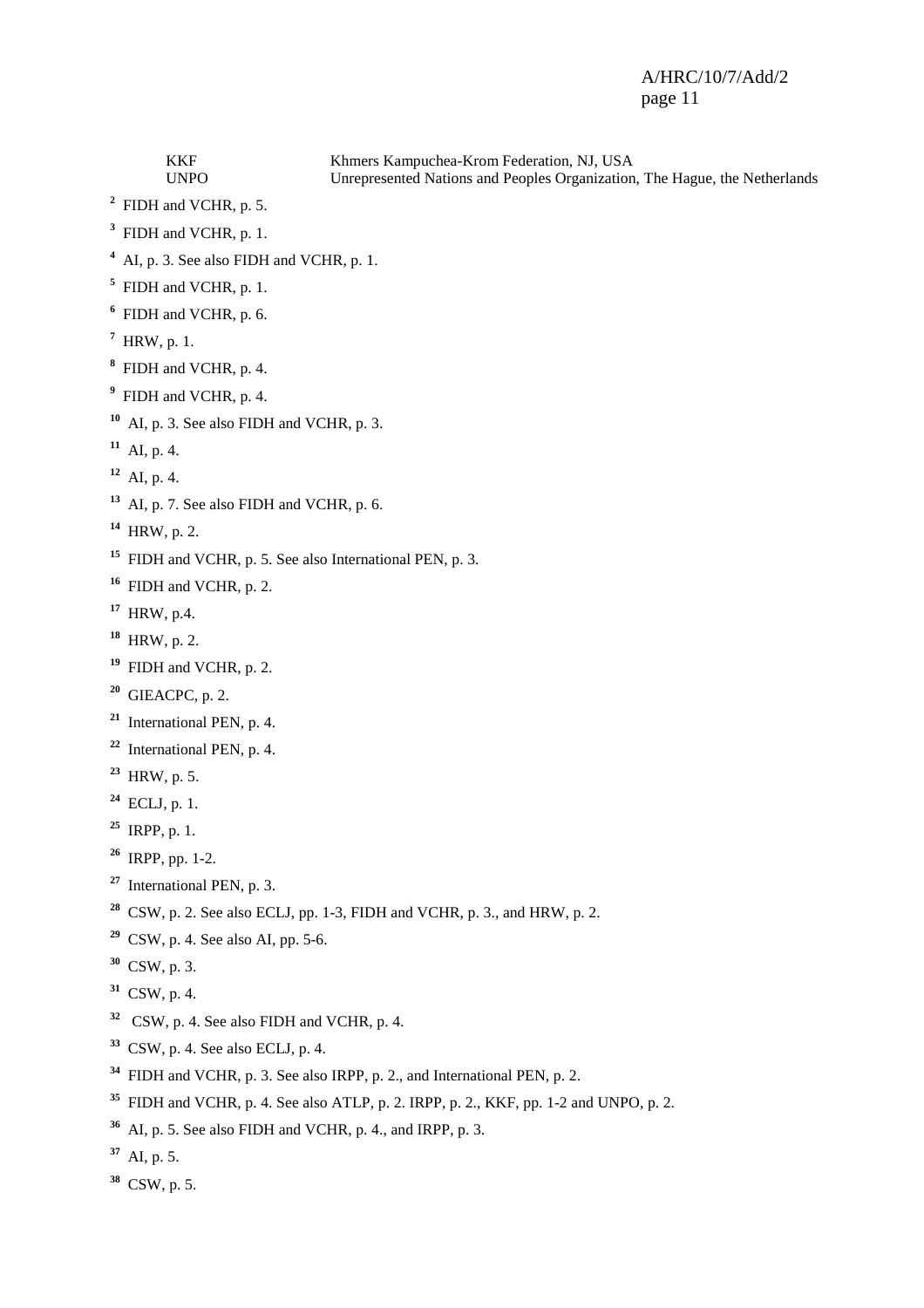| | |
|---|---|
| KKF | Khmers Kampuchea-Krom Federation, NJ, USA |
| UNPO | Unrepresented Nations and Peoples Organization, The Hague, the Netherlands |

[2] FIDH and VCHR, p. 5.

[3] FIDH and VCHR, p. 1.

[4] AI, p. 3. See also FIDH and VCHR, p. 1.

[5] FIDH and VCHR, p. 1.

[6] FIDH and VCHR, p. 6.

[7] HRW, p. 1.

[8] FIDH and VCHR, p. 4.

[9] FIDH and VCHR, p. 4.

[10] AI, p. 3. See also FIDH and VCHR, p. 3.

[11] AI, p. 4.

[12] AI, p. 4.

[13] AI, p. 7. See also FIDH and VCHR, p. 6.

[14] HRW, p. 2.

[15] FIDH and VCHR, p. 5. See also International PEN, p. 3.

[16] FIDH and VCHR, p. 2.

[17] HRW, p.4.

[18] HRW, p. 2.

[19] FIDH and VCHR, p. 2.

[20] GIEACPC, p. 2.

[21] International PEN, p. 4.

[22] International PEN, p. 4.

[23] HRW, p. 5.

[24] ECLJ, p. 1.

[25] IRPP, p. 1.

[26] IRPP, pp. 1-2.

[27] International PEN, p. 3.

[28] CSW, p. 2. See also ECLJ, pp. 1-3, FIDH and VCHR, p. 3., and HRW, p. 2.

[29] CSW, p. 4. See also AI, pp. 5-6.

[30] CSW, p. 3.

[31] CSW, p. 4.

[32] CSW, p. 4. See also FIDH and VCHR, p. 4.

[33] CSW, p. 4. See also ECLJ, p. 4.

[34] FIDH and VCHR, p. 3. See also IRPP, p. 2., and International PEN, p. 2.

[35] FIDH and VCHR, p. 4. See also ATLP, p. 2. IRPP, p. 2., KKF, pp. 1-2 and UNPO, p. 2.

[36] AI, p. 5. See also FIDH and VCHR, p. 4., and IRPP, p. 3.

[37] AI, p. 5.

[38] CSW, p. 5.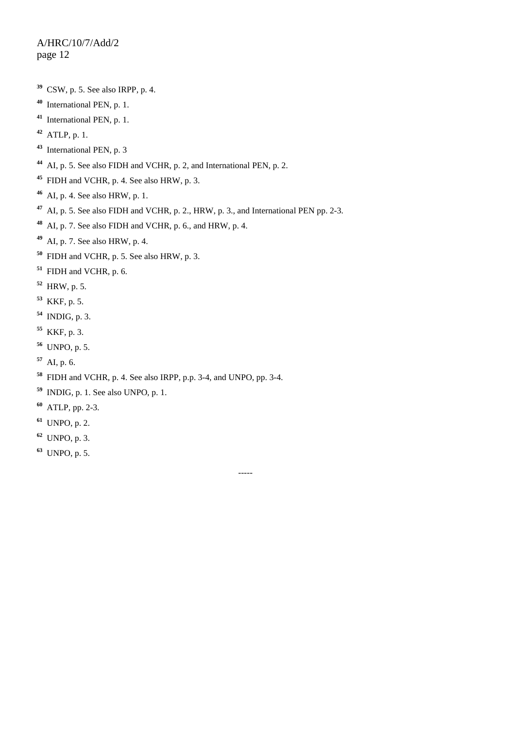[39] CSW, p. 5. See also IRPP, p. 4.

[40] International PEN, p. 1.

[41] International PEN, p. 1.

[42] ATLP, p. 1.

[43] International PEN, p. 3

[44] AI, p. 5. See also FIDH and VCHR, p. 2, and International PEN, p. 2.

[45] FIDH and VCHR, p. 4. See also HRW, p. 3.

[46] AI, p. 4. See also HRW, p. 1.

[47] AI, p. 5. See also FIDH and VCHR, p. 2., HRW, p. 3., and International PEN pp. 2-3.

[48] AI, p. 7. See also FIDH and VCHR, p. 6., and HRW, p. 4.

[49] AI, p. 7. See also HRW, p. 4.

[50] FIDH and VCHR, p. 5. See also HRW, p. 3.

[51] FIDH and VCHR, p. 6.

[52] HRW, p. 5.

[53] KKF, p. 5.

[54] INDIG, p. 3.

[55] KKF, p. 3.

[56] UNPO, p. 5.

[57] AI, p. 6.

[58] FIDH and VCHR, p. 4. See also IRPP, p.p. 3-4, and UNPO, pp. 3-4.

[59] INDIG, p. 1. See also UNPO, p. 1.

[60] ATLP, pp. 2-3.

[61] UNPO, p. 2.

[62] UNPO, p. 3.

[63] UNPO, p. 5.

-----